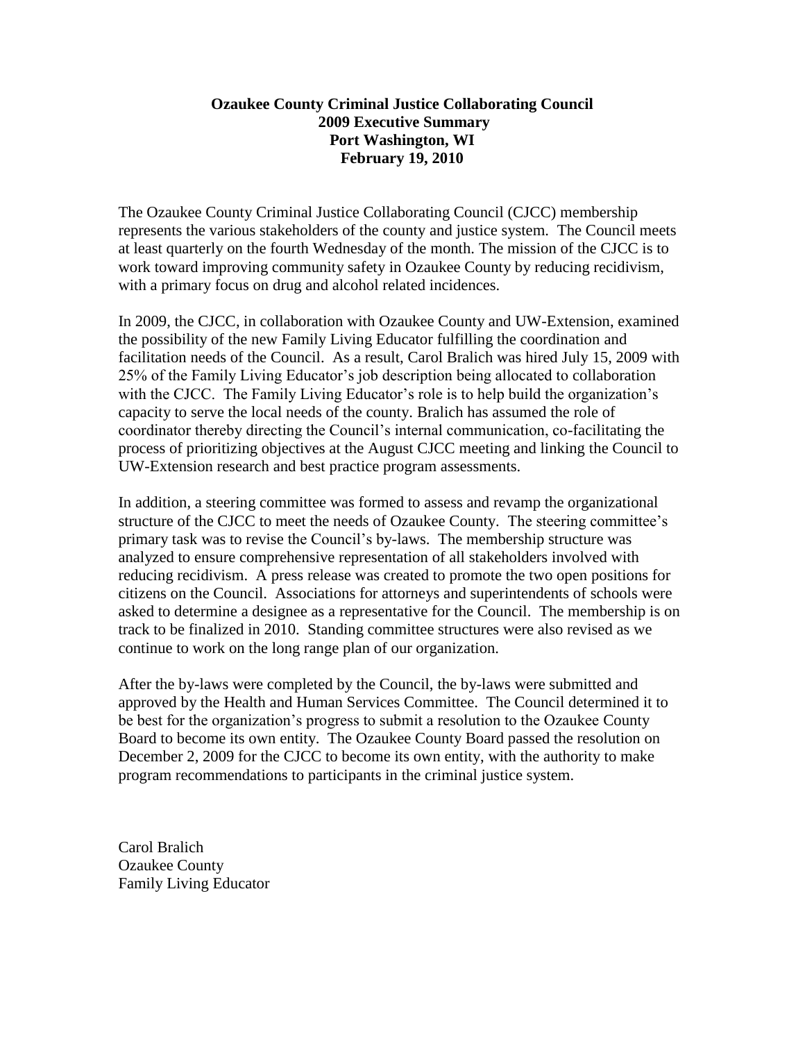**Ozaukee County Criminal Justice Collaborating Council**
**2009 Executive Summary**
**Port Washington, WI**
**February 19, 2010**

The Ozaukee County Criminal Justice Collaborating Council (CJCC) membership represents the various stakeholders of the county and justice system. The Council meets at least quarterly on the fourth Wednesday of the month. The mission of the CJCC is to work toward improving community safety in Ozaukee County by reducing recidivism, with a primary focus on drug and alcohol related incidences.

In 2009, the CJCC, in collaboration with Ozaukee County and UW-Extension, examined the possibility of the new Family Living Educator fulfilling the coordination and facilitation needs of the Council. As a result, Carol Bralich was hired July 15, 2009 with 25% of the Family Living Educator's job description being allocated to collaboration with the CJCC. The Family Living Educator's role is to help build the organization's capacity to serve the local needs of the county. Bralich has assumed the role of coordinator thereby directing the Council's internal communication, co-facilitating the process of prioritizing objectives at the August CJCC meeting and linking the Council to UW-Extension research and best practice program assessments.

In addition, a steering committee was formed to assess and revamp the organizational structure of the CJCC to meet the needs of Ozaukee County. The steering committee's primary task was to revise the Council's by-laws. The membership structure was analyzed to ensure comprehensive representation of all stakeholders involved with reducing recidivism. A press release was created to promote the two open positions for citizens on the Council. Associations for attorneys and superintendents of schools were asked to determine a designee as a representative for the Council. The membership is on track to be finalized in 2010. Standing committee structures were also revised as we continue to work on the long range plan of our organization.

After the by-laws were completed by the Council, the by-laws were submitted and approved by the Health and Human Services Committee. The Council determined it to be best for the organization's progress to submit a resolution to the Ozaukee County Board to become its own entity. The Ozaukee County Board passed the resolution on December 2, 2009 for the CJCC to become its own entity, with the authority to make program recommendations to participants in the criminal justice system.

Carol Bralich
Ozaukee County
Family Living Educator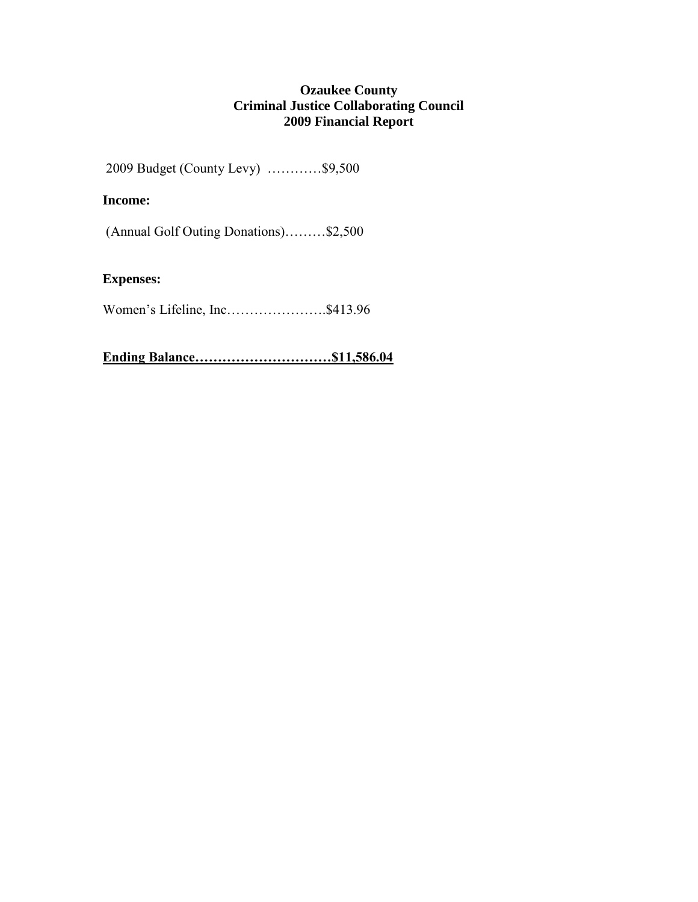**Ozaukee County**
**Criminal Justice Collaborating Council**
**2009 Financial Report**

2009 Budget (County Levy) …………$9,500

**Income:**

(Annual Golf Outing Donations)………$2,500

**Expenses:**

Women's Lifeline, Inc………………….$413.96

**<u>Ending Balance…………………………$11,586.04</u>**